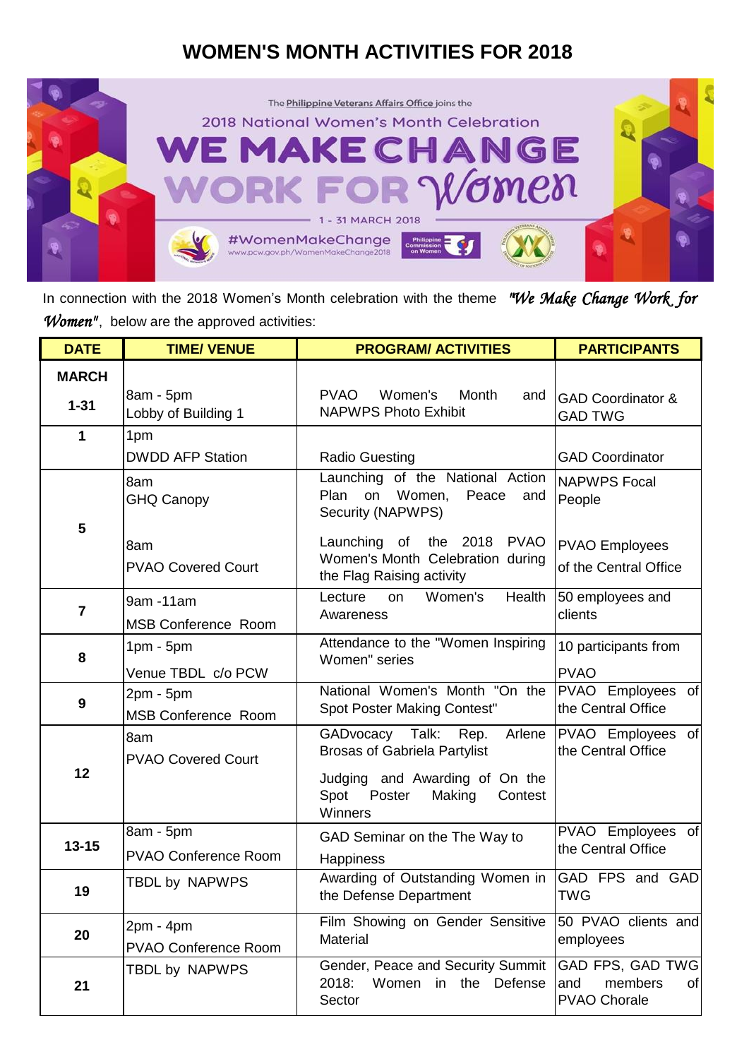# WOMEN'S MONTH ACTIVITIES FOR 2018

In connection with the 2018 Women's Month celebration with the theme *"We Make Change Work for Women"*, below are the approved activities:

| DATE | TIME/ VENUE | PROGRAM/ ACTIVITIES | PARTICIPANTS |
|---|---|---|---|
| MARCH 1-31 | 8am - 5pm Lobby of Building 1 | PVAO Women's Month and NAPWPS Photo Exhibit | GAD Coordinator & GAD TWG |
| 1 | 1pm DWDD AFP Station | Radio Guesting | GAD Coordinator |
| 5 | 8am GHQ Canopy | Launching of the National Action Plan on Women, Peace and Security (NAPWPS) | NAPWPS Focal People |
| | 8am PVAO Covered Court | Launching of the 2018 PVAO Women's Month Celebration during the Flag Raising activity | PVAO Employees of the Central Office |
| 7 | 9am -11am MSB Conference Room | Lecture on Women's Health Awareness | 50 employees and clients |
| 8 | 1pm - 5pm Venue TBDL c/o PCW | Attendance to the "Women Inspiring Women" series | 10 participants from PVAO |
| 9 | 2pm - 5pm MSB Conference Room | National Women's Month "On the Spot Poster Making Contest" | PVAO Employees of the Central Office |
| 12 | 8am PVAO Covered Court | GADvocacy Talk: Rep. Arlene Brosas of Gabriela Partylist<br>Judging and Awarding of On the Spot Poster Making Contest Winners | PVAO Employees of the Central Office |
| 13-15 | 8am - 5pm PVAO Conference Room | GAD Seminar on the The Way to Happiness | PVAO Employees of the Central Office |
| 19 | TBDL by NAPWPS | Awarding of Outstanding Women in the Defense Department | GAD FPS and GAD TWG |
| 20 | 2pm - 4pm PVAO Conference Room | Film Showing on Gender Sensitive Material | 50 PVAO clients and employees |
| 21 | TBDL by NAPWPS | Gender, Peace and Security Summit 2018: Women in the Defense Sector | GAD FPS, GAD TWG and members of PVAO Chorale |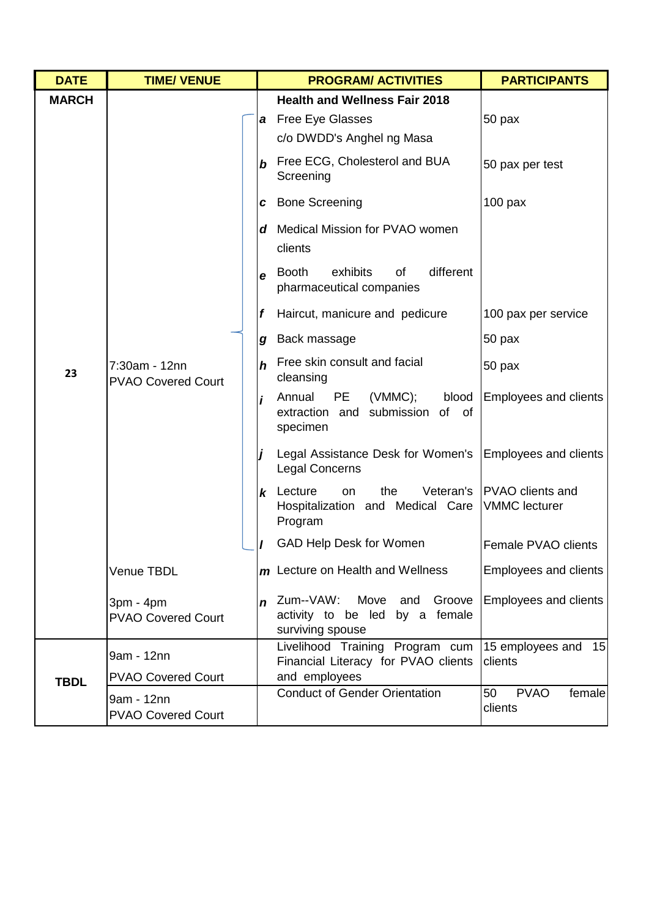| DATE | TIME/ VENUE | PROGRAM/ ACTIVITIES | PARTICIPANTS |
|---|---|---|---|
| MARCH | | **Health and Wellness Fair 2018** | |
| 23 | 7:30am - 12nn<br>PVAO Covered Court | ***a*** Free Eye Glasses<br>c/o DWDD's Anghel ng Masa | 50 pax |
| | | ***b*** Free ECG, Cholesterol and BUA Screening | 50 pax per test |
| | | ***c*** Bone Screening | 100 pax |
| | | ***d*** Medical Mission for PVAO women clients | |
| | | ***e*** Booth exhibits of different pharmaceutical companies | |
| | | ***f*** Haircut, manicure and pedicure | 100 pax per service |
| | | ***g*** Back massage | 50 pax |
| | | ***h*** Free skin consult and facial cleansing | 50 pax |
| | | ***i*** Annual PE (VMMC); blood extraction and submission of of specimen | Employees and clients |
| | | ***j*** Legal Assistance Desk for Women's Legal Concerns | Employees and clients |
| | | ***k*** Lecture on the Veteran's Hospitalization and Medical Care Program | PVAO clients and VMMC lecturer |
| | | ***l*** GAD Help Desk for Women | Female PVAO clients |
| | Venue TBDL | ***m*** Lecture on Health and Wellness | Employees and clients |
| | 3pm - 4pm<br>PVAO Covered Court | ***n*** Zum--VAW: Move and Groove activity to be led by a female surviving spouse | Employees and clients |
| TBDL | 9am - 12nn<br>PVAO Covered Court | Livelihood Training Program cum Financial Literacy for PVAO clients and employees | 15 employees and 15 clients |
| | 9am - 12nn<br>PVAO Covered Court | Conduct of Gender Orientation | 50 PVAO female clients |